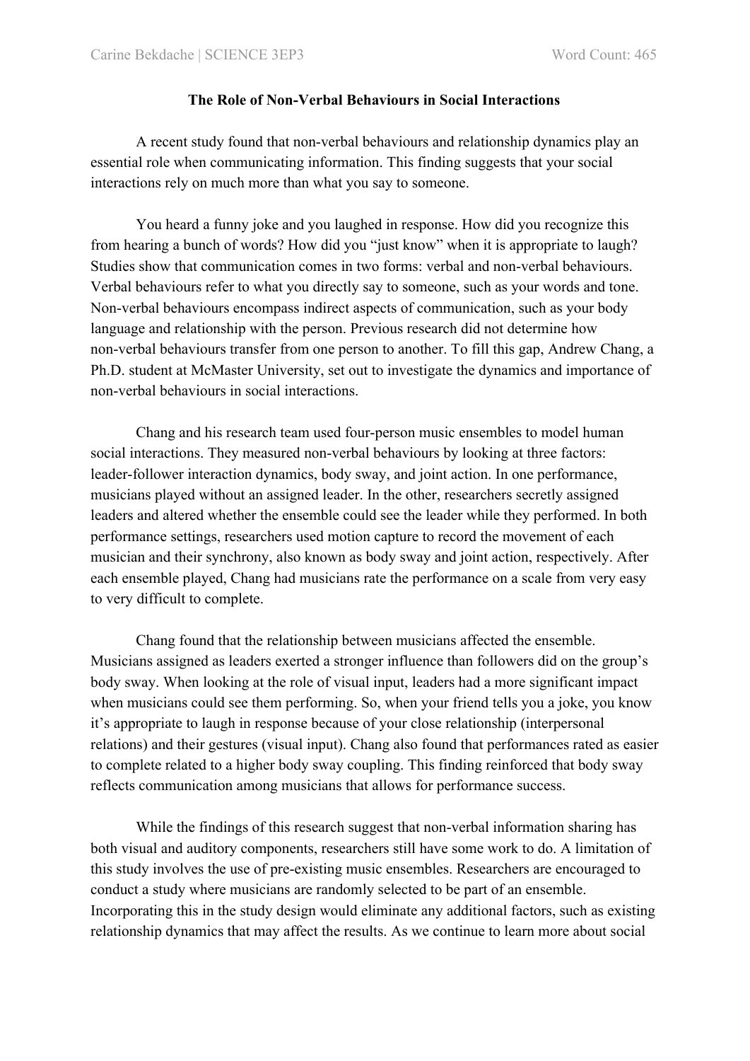Carine Bekdache | SCIENCE 3EP3 Word Count: 465

# The Role of Non-Verbal Behaviours in Social Interactions

A recent study found that non-verbal behaviours and relationship dynamics play an essential role when communicating information. This finding suggests that your social interactions rely on much more than what you say to someone.

You heard a funny joke and you laughed in response. How did you recognize this from hearing a bunch of words? How did you "just know" when it is appropriate to laugh? Studies show that communication comes in two forms: verbal and non-verbal behaviours. Verbal behaviours refer to what you directly say to someone, such as your words and tone. Non-verbal behaviours encompass indirect aspects of communication, such as your body language and relationship with the person. Previous research did not determine how non-verbal behaviours transfer from one person to another. To fill this gap, Andrew Chang, a Ph.D. student at McMaster University, set out to investigate the dynamics and importance of non-verbal behaviours in social interactions.

Chang and his research team used four-person music ensembles to model human social interactions. They measured non-verbal behaviours by looking at three factors: leader-follower interaction dynamics, body sway, and joint action. In one performance, musicians played without an assigned leader. In the other, researchers secretly assigned leaders and altered whether the ensemble could see the leader while they performed. In both performance settings, researchers used motion capture to record the movement of each musician and their synchrony, also known as body sway and joint action, respectively. After each ensemble played, Chang had musicians rate the performance on a scale from very easy to very difficult to complete.

Chang found that the relationship between musicians affected the ensemble. Musicians assigned as leaders exerted a stronger influence than followers did on the group's body sway. When looking at the role of visual input, leaders had a more significant impact when musicians could see them performing. So, when your friend tells you a joke, you know it's appropriate to laugh in response because of your close relationship (interpersonal relations) and their gestures (visual input). Chang also found that performances rated as easier to complete related to a higher body sway coupling. This finding reinforced that body sway reflects communication among musicians that allows for performance success.

While the findings of this research suggest that non-verbal information sharing has both visual and auditory components, researchers still have some work to do. A limitation of this study involves the use of pre-existing music ensembles. Researchers are encouraged to conduct a study where musicians are randomly selected to be part of an ensemble. Incorporating this in the study design would eliminate any additional factors, such as existing relationship dynamics that may affect the results. As we continue to learn more about social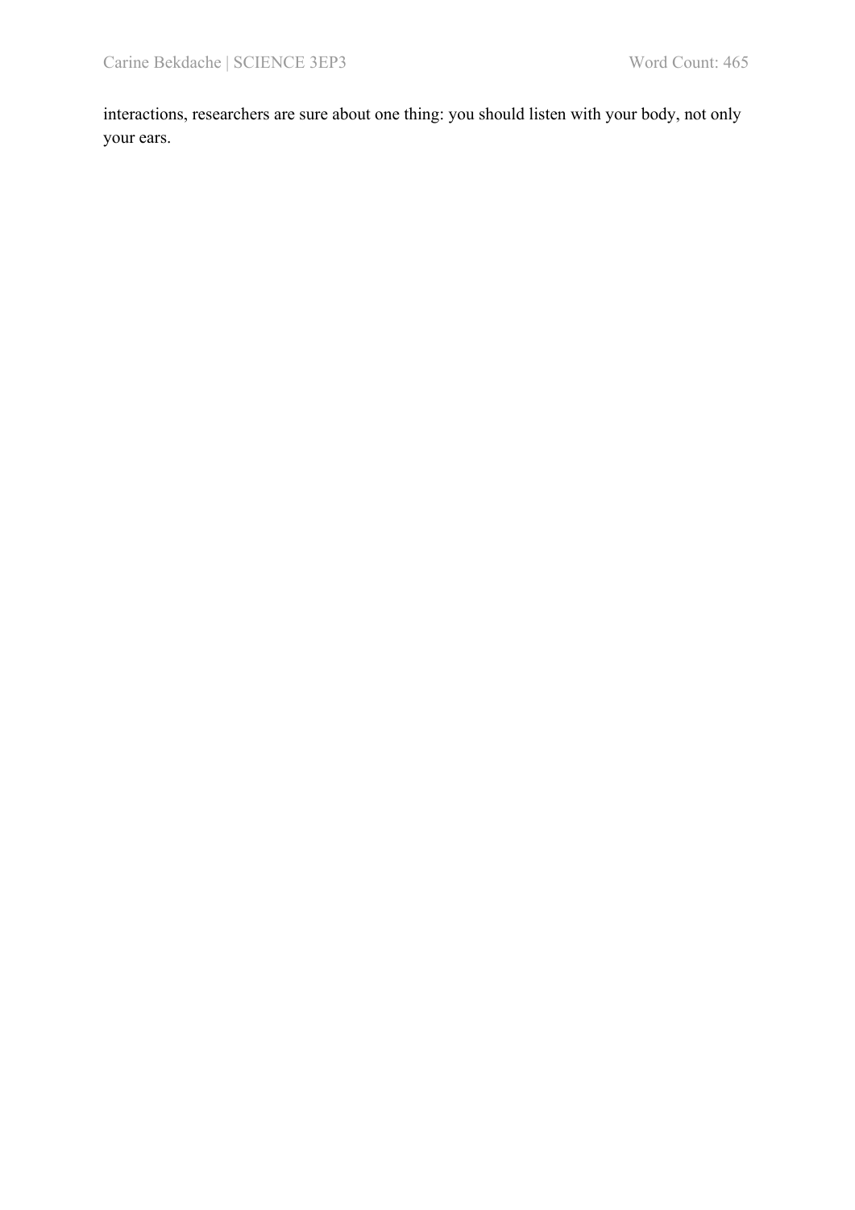interactions, researchers are sure about one thing: you should listen with your body, not only your ears.